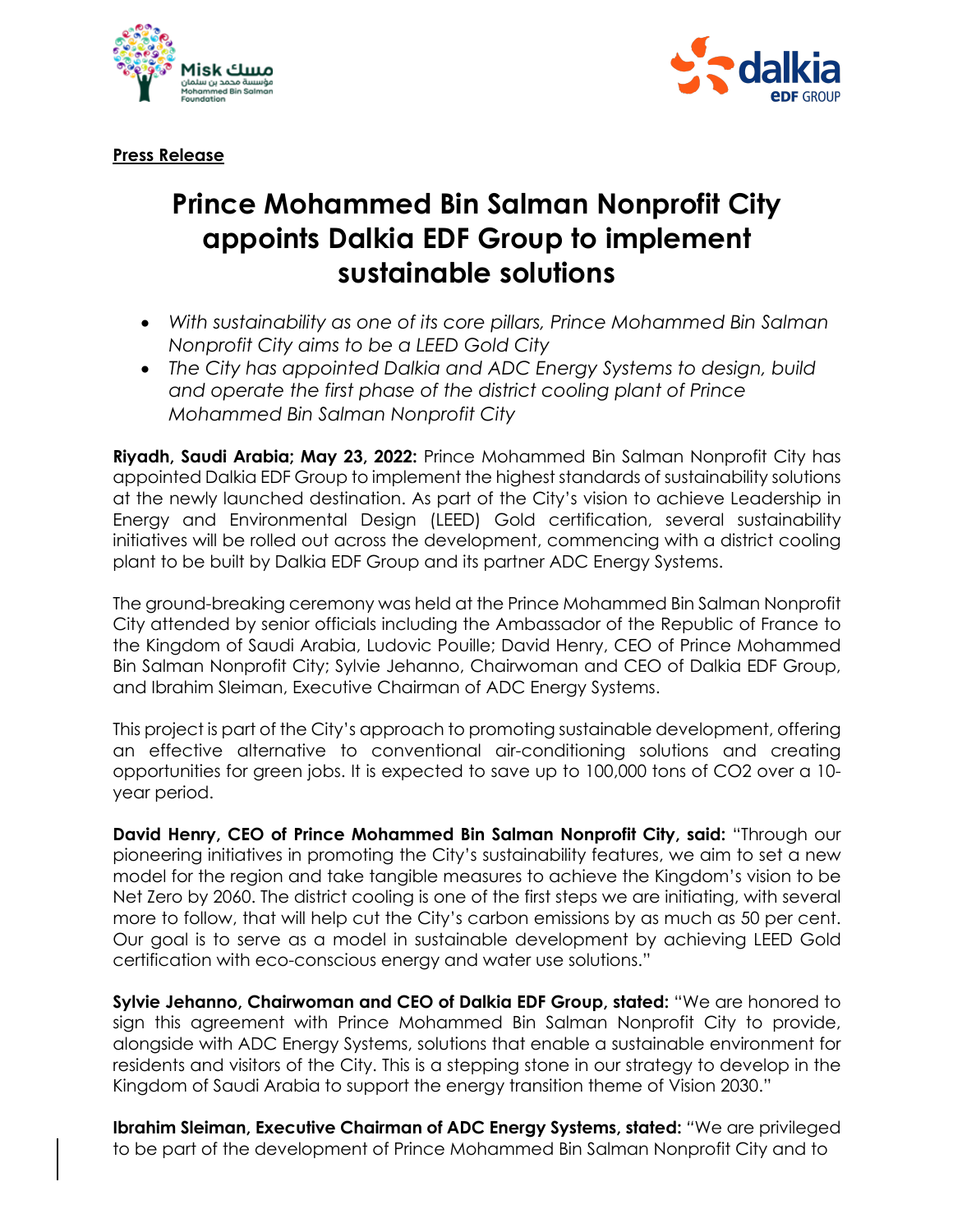**Press Release**

# Prince Mohammed Bin Salman Nonprofit City appoints Dalkia EDF Group to implement sustainable solutions

- *With sustainability as one of its core pillars, Prince Mohammed Bin Salman Nonprofit City aims to be a LEED Gold City*
- *The City has appointed Dalkia and ADC Energy Systems to design, build and operate the first phase of the district cooling plant of Prince Mohammed Bin Salman Nonprofit City*

**Riyadh, Saudi Arabia; May 23, 2022:** Prince Mohammed Bin Salman Nonprofit City has appointed Dalkia EDF Group to implement the highest standards of sustainability solutions at the newly launched destination. As part of the City's vision to achieve Leadership in Energy and Environmental Design (LEED) Gold certification, several sustainability initiatives will be rolled out across the development, commencing with a district cooling plant to be built by Dalkia EDF Group and its partner ADC Energy Systems.

The ground-breaking ceremony was held at the Prince Mohammed Bin Salman Nonprofit City attended by senior officials including the Ambassador of the Republic of France to the Kingdom of Saudi Arabia, Ludovic Pouille; David Henry, CEO of Prince Mohammed Bin Salman Nonprofit City; Sylvie Jehanno, Chairwoman and CEO of Dalkia EDF Group, and Ibrahim Sleiman, Executive Chairman of ADC Energy Systems.

This project is part of the City's approach to promoting sustainable development, offering an effective alternative to conventional air-conditioning solutions and creating opportunities for green jobs. It is expected to save up to 100,000 tons of $CO_2$ over a 10-year period.

**David Henry, CEO of Prince Mohammed Bin Salman Nonprofit City, said:** "Through our pioneering initiatives in promoting the City's sustainability features, we aim to set a new model for the region and take tangible measures to achieve the Kingdom's vision to be Net Zero by 2060. The district cooling is one of the first steps we are initiating, with several more to follow, that will help cut the City's carbon emissions by as much as 50 per cent. Our goal is to serve as a model in sustainable development by achieving LEED Gold certification with eco-conscious energy and water use solutions."

**Sylvie Jehanno, Chairwoman and CEO of Dalkia EDF Group, stated:** "We are honored to sign this agreement with Prince Mohammed Bin Salman Nonprofit City to provide, alongside with ADC Energy Systems, solutions that enable a sustainable environment for residents and visitors of the City. This is a stepping stone in our strategy to develop in the Kingdom of Saudi Arabia to support the energy transition theme of Vision 2030."

**Ibrahim Sleiman, Executive Chairman of ADC Energy Systems, stated:** "We are privileged to be part of the development of Prince Mohammed Bin Salman Nonprofit City and to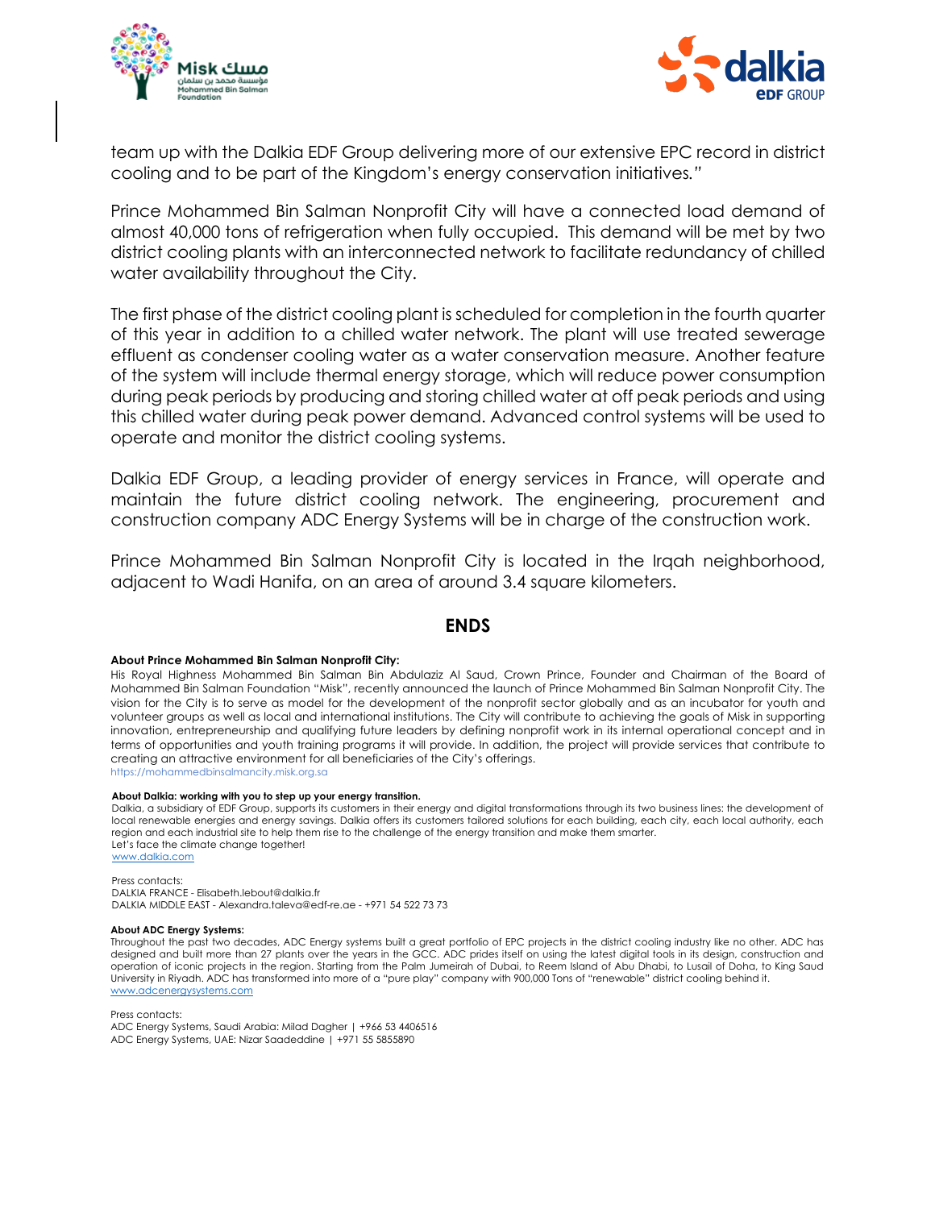team up with the Dalkia EDF Group delivering more of our extensive EPC record in district cooling and to be part of the Kingdom's energy conservation initiatives."

Prince Mohammed Bin Salman Nonprofit City will have a connected load demand of almost 40,000 tons of refrigeration when fully occupied. This demand will be met by two district cooling plants with an interconnected network to facilitate redundancy of chilled water availability throughout the City.

The first phase of the district cooling plant is scheduled for completion in the fourth quarter of this year in addition to a chilled water network. The plant will use treated sewerage effluent as condenser cooling water as a water conservation measure. Another feature of the system will include thermal energy storage, which will reduce power consumption during peak periods by producing and storing chilled water at off peak periods and using this chilled water during peak power demand. Advanced control systems will be used to operate and monitor the district cooling systems.

Dalkia EDF Group, a leading provider of energy services in France, will operate and maintain the future district cooling network. The engineering, procurement and construction company ADC Energy Systems will be in charge of the construction work.

Prince Mohammed Bin Salman Nonprofit City is located in the Irqah neighborhood, adjacent to Wadi Hanifa, on an area of around 3.4 square kilometers.

**ENDS**

**About Prince Mohammed Bin Salman Nonprofit City:**
His Royal Highness Mohammed Bin Salman Bin Abdulaziz Al Saud, Crown Prince, Founder and Chairman of the Board of Mohammed Bin Salman Foundation "Misk", recently announced the launch of Prince Mohammed Bin Salman Nonprofit City. The vision for the City is to serve as model for the development of the nonprofit sector globally and as an incubator for youth and volunteer groups as well as local and international institutions. The City will contribute to achieving the goals of Misk in supporting innovation, entrepreneurship and qualifying future leaders by defining nonprofit work in its internal operational concept and in terms of opportunities and youth training programs it will provide. In addition, the project will provide services that contribute to creating an attractive environment for all beneficiaries of the City's offerings.
https://mohammedbinsalmancity.misk.org.sa

**About Dalkia: working with you to step up your energy transition.**
Dalkia, a subsidiary of EDF Group, supports its customers in their energy and digital transformations through its two business lines: the development of local renewable energies and energy savings. Dalkia offers its customers tailored solutions for each building, each city, each local authority, each region and each industrial site to help them rise to the challenge of the energy transition and make them smarter.
Let's face the climate change together!
www.dalkia.com

Press contacts:
DALKIA FRANCE - Elisabeth.lebout@dalkia.fr
DALKIA MIDDLE EAST - Alexandra.taleva@edf-re.ae - +971 54 522 73 73

**About ADC Energy Systems:**
Throughout the past two decades, ADC Energy systems built a great portfolio of EPC projects in the district cooling industry like no other. ADC has designed and built more than 27 plants over the years in the GCC. ADC prides itself on using the latest digital tools in its design, construction and operation of iconic projects in the region. Starting from the Palm Jumeirah of Dubai, to Reem Island of Abu Dhabi, to Lusail of Doha, to King Saud University in Riyadh. ADC has transformed into more of a "pure play" company with 900,000 Tons of "renewable" district cooling behind it.
www.adcenergysystems.com

Press contacts:
ADC Energy Systems, Saudi Arabia: Milad Dagher | +966 53 4406516
ADC Energy Systems, UAE: Nizar Saadeddine | +971 55 5855890